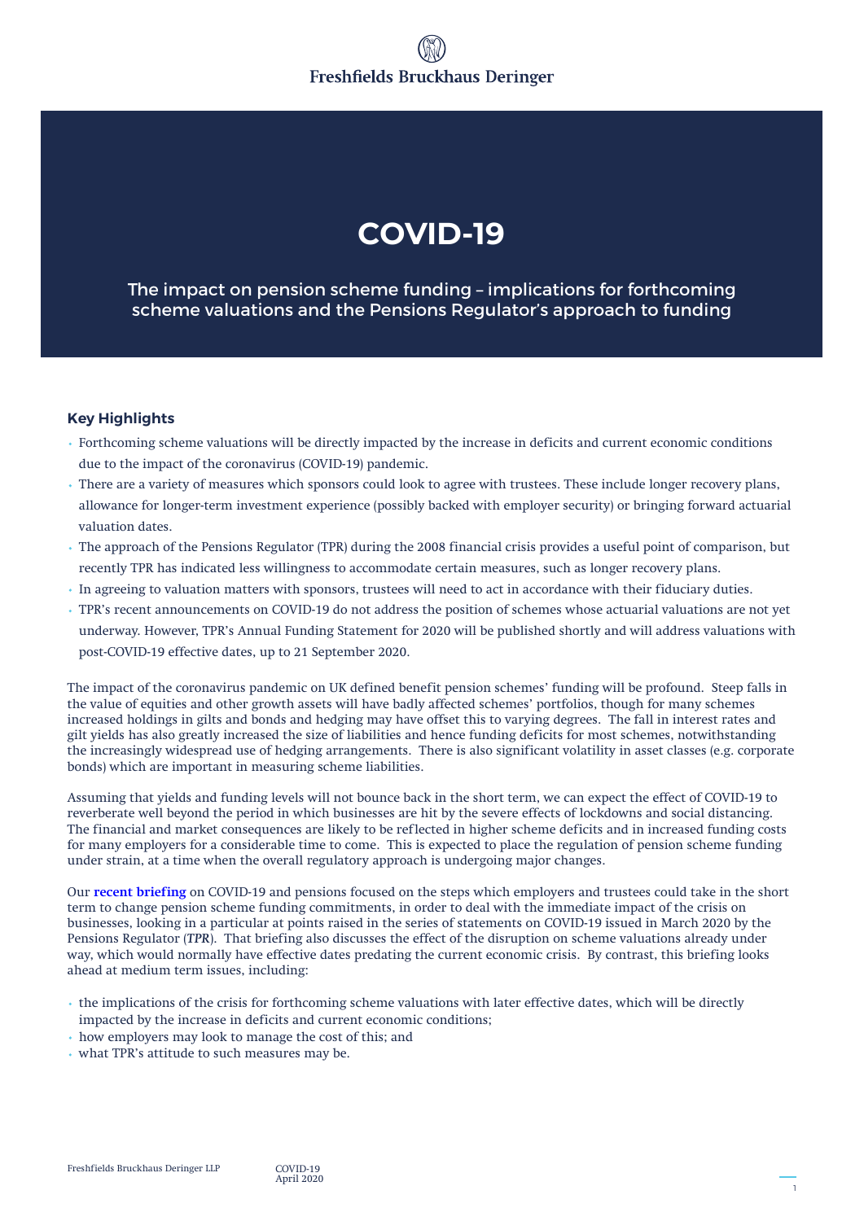# COVID-19

## The impact on pension scheme funding – implications for forthcoming scheme valuations and the Pensions Regulator's approach to funding

### Key Highlights

- Forthcoming scheme valuations will be directly impacted by the increase in deficits and current economic conditions due to the impact of the coronavirus (COVID-19) pandemic.
- There are a variety of measures which sponsors could look to agree with trustees. These include longer recovery plans, allowance for longer-term investment experience (possibly backed with employer security) or bringing forward actuarial valuation dates.
- The approach of the Pensions Regulator (TPR) during the 2008 financial crisis provides a useful point of comparison, but recently TPR has indicated less willingness to accommodate certain measures, such as longer recovery plans.
- In agreeing to valuation matters with sponsors, trustees will need to act in accordance with their fiduciary duties.
- TPR's recent announcements on COVID-19 do not address the position of schemes whose actuarial valuations are not yet underway. However, TPR's Annual Funding Statement for 2020 will be published shortly and will address valuations with post-COVID-19 effective dates, up to 21 September 2020.

The impact of the coronavirus pandemic on UK defined benefit pension schemes' funding will be profound. Steep falls in the value of equities and other growth assets will have badly affected schemes' portfolios, though for many schemes increased holdings in gilts and bonds and hedging may have offset this to varying degrees. The fall in interest rates and gilt yields has also greatly increased the size of liabilities and hence funding deficits for most schemes, notwithstanding the increasingly widespread use of hedging arrangements. There is also significant volatility in asset classes (e.g. corporate bonds) which are important in measuring scheme liabilities.

Assuming that yields and funding levels will not bounce back in the short term, we can expect the effect of COVID-19 to reverberate well beyond the period in which businesses are hit by the severe effects of lockdowns and social distancing. The financial and market consequences are likely to be reflected in higher scheme deficits and in increased funding costs for many employers for a considerable time to come. This is expected to place the regulation of pension scheme funding under strain, at a time when the overall regulatory approach is undergoing major changes.

Our **recent briefing** on COVID-19 and pensions focused on the steps which employers and trustees could take in the short term to change pension scheme funding commitments, in order to deal with the immediate impact of the crisis on businesses, looking in a particular at points raised in the series of statements on COVID-19 issued in March 2020 by the Pensions Regulator (***TPR***). That briefing also discusses the effect of the disruption on scheme valuations already under way, which would normally have effective dates predating the current economic crisis. By contrast, this briefing looks ahead at medium term issues, including:

- the implications of the crisis for forthcoming scheme valuations with later effective dates, which will be directly impacted by the increase in deficits and current economic conditions;
- how employers may look to manage the cost of this; and
- what TPR's attitude to such measures may be.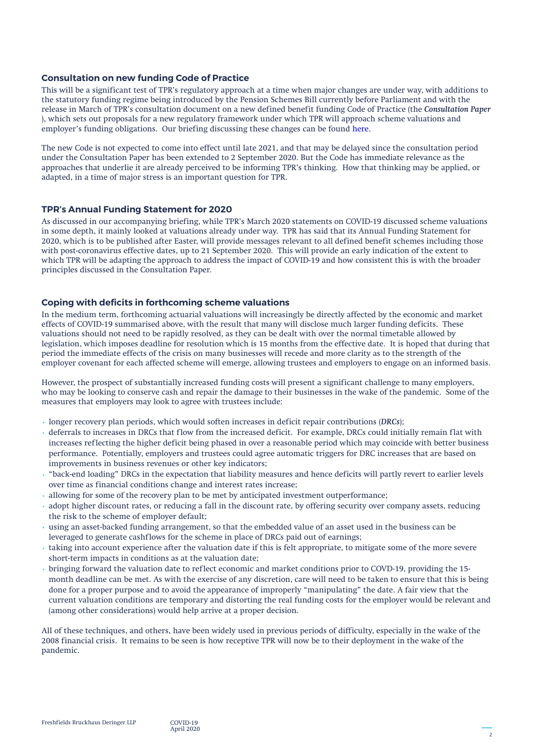## Consultation on new funding Code of Practice

This will be a significant test of TPR's regulatory approach at a time when major changes are under way, with additions to the statutory funding regime being introduced by the Pension Schemes Bill currently before Parliament and with the release in March of TPR's consultation document on a new defined benefit funding Code of Practice (the ***Consultation Paper*** ), which sets out proposals for a new regulatory framework under which TPR will approach scheme valuations and employer's funding obligations. Our briefing discussing these changes can be found here.

The new Code is not expected to come into effect until late 2021, and that may be delayed since the consultation period under the Consultation Paper has been extended to 2 September 2020. But the Code has immediate relevance as the approaches that underlie it are already perceived to be informing TPR's thinking. How that thinking may be applied, or adapted, in a time of major stress is an important question for TPR.

## TPR's Annual Funding Statement for 2020

As discussed in our accompanying briefing, while TPR's March 2020 statements on COVID-19 discussed scheme valuations in some depth, it mainly looked at valuations already under way. TPR has said that its Annual Funding Statement for 2020, which is to be published after Easter, will provide messages relevant to all defined benefit schemes including those with post-coronavirus effective dates, up to 21 September 2020. This will provide an early indication of the extent to which TPR will be adapting the approach to address the impact of COVID-19 and how consistent this is with the broader principles discussed in the Consultation Paper.

## Coping with deficits in forthcoming scheme valuations

In the medium term, forthcoming actuarial valuations will increasingly be directly affected by the economic and market effects of COVID-19 summarised above, with the result that many will disclose much larger funding deficits. These valuations should not need to be rapidly resolved, as they can be dealt with over the normal timetable allowed by legislation, which imposes deadline for resolution which is 15 months from the effective date. It is hoped that during that period the immediate effects of the crisis on many businesses will recede and more clarity as to the strength of the employer covenant for each affected scheme will emerge, allowing trustees and employers to engage on an informed basis.

However, the prospect of substantially increased funding costs will present a significant challenge to many employers, who may be looking to conserve cash and repair the damage to their businesses in the wake of the pandemic. Some of the measures that employers may look to agree with trustees include:

- longer recovery plan periods, which would soften increases in deficit repair contributions (***DRCs***);
- deferrals to increases in DRCs that flow from the increased deficit. For example, DRCs could initially remain flat with increases reflecting the higher deficit being phased in over a reasonable period which may coincide with better business performance. Potentially, employers and trustees could agree automatic triggers for DRC increases that are based on improvements in business revenues or other key indicators;
- "back-end loading" DRCs in the expectation that liability measures and hence deficits will partly revert to earlier levels over time as financial conditions change and interest rates increase;
- allowing for some of the recovery plan to be met by anticipated investment outperformance;
- adopt higher discount rates, or reducing a fall in the discount rate, by offering security over company assets, reducing the risk to the scheme of employer default;
- using an asset-backed funding arrangement, so that the embedded value of an asset used in the business can be leveraged to generate cashflows for the scheme in place of DRCs paid out of earnings;
- taking into account experience after the valuation date if this is felt appropriate, to mitigate some of the more severe short-term impacts in conditions as at the valuation date;
- bringing forward the valuation date to reflect economic and market conditions prior to COVD-19, providing the 15-month deadline can be met. As with the exercise of any discretion, care will need to be taken to ensure that this is being done for a proper purpose and to avoid the appearance of improperly "manipulating" the date. A fair view that the current valuation conditions are temporary and distorting the real funding costs for the employer would be relevant and (among other considerations) would help arrive at a proper decision.

All of these techniques, and others, have been widely used in previous periods of difficulty, especially in the wake of the 2008 financial crisis. It remains to be seen is how receptive TPR will now be to their deployment in the wake of the pandemic.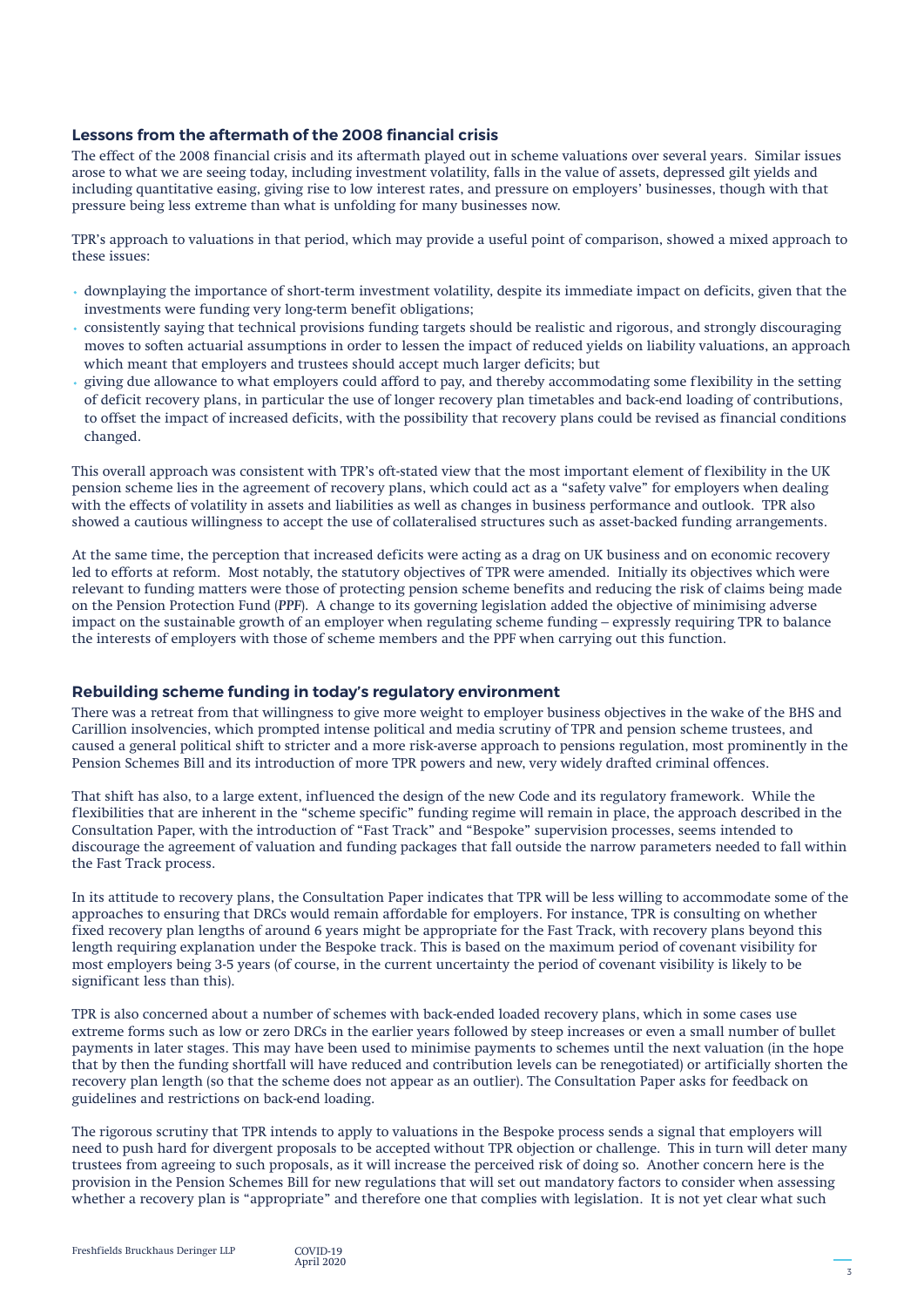## Lessons from the aftermath of the 2008 financial crisis

The effect of the 2008 financial crisis and its aftermath played out in scheme valuations over several years. Similar issues arose to what we are seeing today, including investment volatility, falls in the value of assets, depressed gilt yields and including quantitative easing, giving rise to low interest rates, and pressure on employers' businesses, though with that pressure being less extreme than what is unfolding for many businesses now.

TPR's approach to valuations in that period, which may provide a useful point of comparison, showed a mixed approach to these issues:

- downplaying the importance of short-term investment volatility, despite its immediate impact on deficits, given that the investments were funding very long-term benefit obligations;
- consistently saying that technical provisions funding targets should be realistic and rigorous, and strongly discouraging moves to soften actuarial assumptions in order to lessen the impact of reduced yields on liability valuations, an approach which meant that employers and trustees should accept much larger deficits; but
- giving due allowance to what employers could afford to pay, and thereby accommodating some flexibility in the setting of deficit recovery plans, in particular the use of longer recovery plan timetables and back-end loading of contributions, to offset the impact of increased deficits, with the possibility that recovery plans could be revised as financial conditions changed.

This overall approach was consistent with TPR's oft-stated view that the most important element of flexibility in the UK pension scheme lies in the agreement of recovery plans, which could act as a "safety valve" for employers when dealing with the effects of volatility in assets and liabilities as well as changes in business performance and outlook. TPR also showed a cautious willingness to accept the use of collateralised structures such as asset-backed funding arrangements.

At the same time, the perception that increased deficits were acting as a drag on UK business and on economic recovery led to efforts at reform. Most notably, the statutory objectives of TPR were amended. Initially its objectives which were relevant to funding matters were those of protecting pension scheme benefits and reducing the risk of claims being made on the Pension Protection Fund (***PPF***). A change to its governing legislation added the objective of minimising adverse impact on the sustainable growth of an employer when regulating scheme funding – expressly requiring TPR to balance the interests of employers with those of scheme members and the PPF when carrying out this function.

## Rebuilding scheme funding in today's regulatory environment

There was a retreat from that willingness to give more weight to employer business objectives in the wake of the BHS and Carillion insolvencies, which prompted intense political and media scrutiny of TPR and pension scheme trustees, and caused a general political shift to stricter and a more risk-averse approach to pensions regulation, most prominently in the Pension Schemes Bill and its introduction of more TPR powers and new, very widely drafted criminal offences.

That shift has also, to a large extent, influenced the design of the new Code and its regulatory framework. While the flexibilities that are inherent in the "scheme specific" funding regime will remain in place, the approach described in the Consultation Paper, with the introduction of "Fast Track" and "Bespoke" supervision processes, seems intended to discourage the agreement of valuation and funding packages that fall outside the narrow parameters needed to fall within the Fast Track process.

In its attitude to recovery plans, the Consultation Paper indicates that TPR will be less willing to accommodate some of the approaches to ensuring that DRCs would remain affordable for employers. For instance, TPR is consulting on whether fixed recovery plan lengths of around 6 years might be appropriate for the Fast Track, with recovery plans beyond this length requiring explanation under the Bespoke track. This is based on the maximum period of covenant visibility for most employers being 3-5 years (of course, in the current uncertainty the period of covenant visibility is likely to be significant less than this).

TPR is also concerned about a number of schemes with back-ended loaded recovery plans, which in some cases use extreme forms such as low or zero DRCs in the earlier years followed by steep increases or even a small number of bullet payments in later stages. This may have been used to minimise payments to schemes until the next valuation (in the hope that by then the funding shortfall will have reduced and contribution levels can be renegotiated) or artificially shorten the recovery plan length (so that the scheme does not appear as an outlier). The Consultation Paper asks for feedback on guidelines and restrictions on back-end loading.

The rigorous scrutiny that TPR intends to apply to valuations in the Bespoke process sends a signal that employers will need to push hard for divergent proposals to be accepted without TPR objection or challenge. This in turn will deter many trustees from agreeing to such proposals, as it will increase the perceived risk of doing so. Another concern here is the provision in the Pension Schemes Bill for new regulations that will set out mandatory factors to consider when assessing whether a recovery plan is "appropriate" and therefore one that complies with legislation. It is not yet clear what such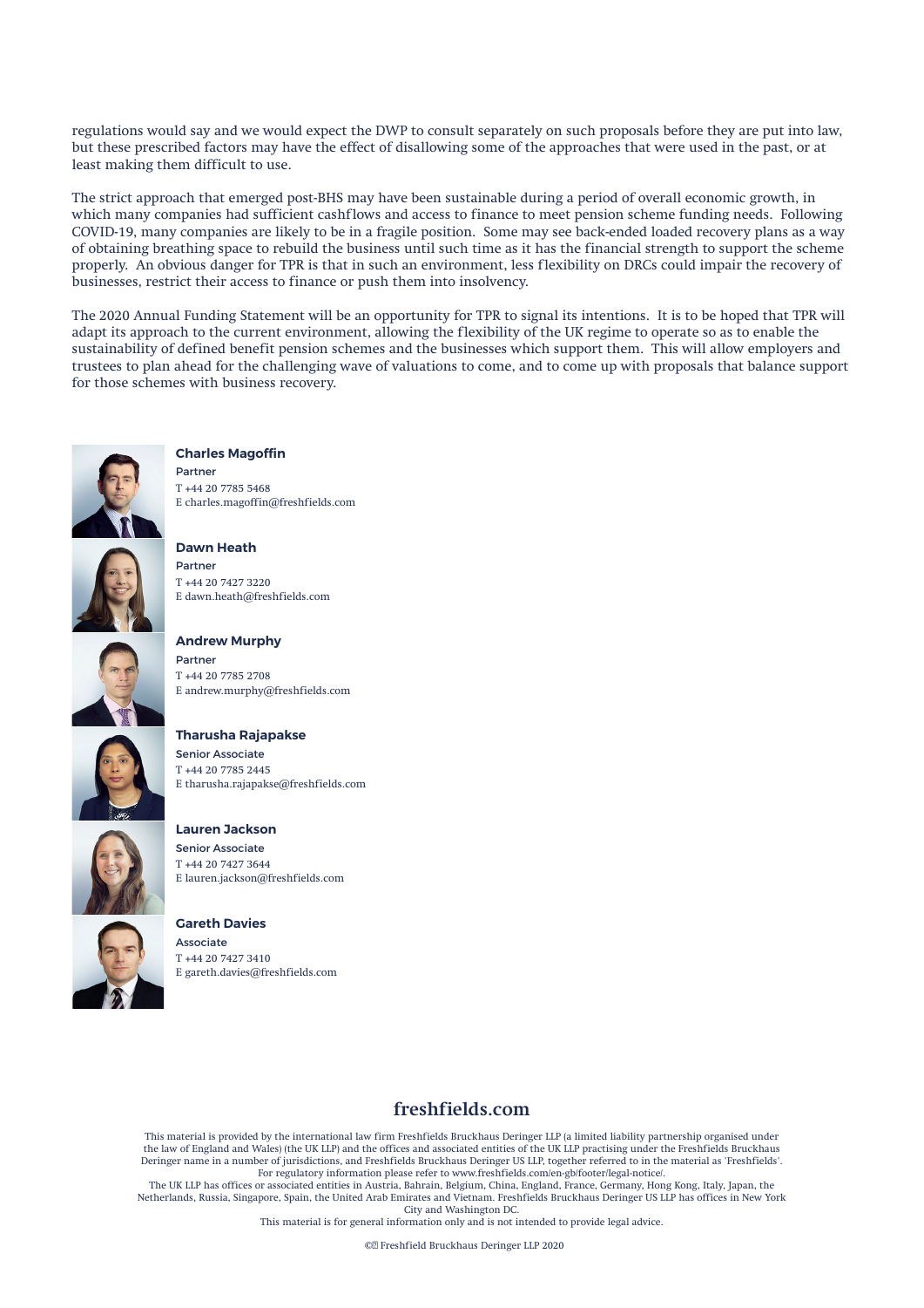regulations would say and we would expect the DWP to consult separately on such proposals before they are put into law, but these prescribed factors may have the effect of disallowing some of the approaches that were used in the past, or at least making them difficult to use.

The strict approach that emerged post-BHS may have been sustainable during a period of overall economic growth, in which many companies had sufficient cashflows and access to finance to meet pension scheme funding needs. Following COVID-19, many companies are likely to be in a fragile position. Some may see back-ended loaded recovery plans as a way of obtaining breathing space to rebuild the business until such time as it has the financial strength to support the scheme properly. An obvious danger for TPR is that in such an environment, less flexibility on DRCs could impair the recovery of businesses, restrict their access to finance or push them into insolvency.

The 2020 Annual Funding Statement will be an opportunity for TPR to signal its intentions. It is to be hoped that TPR will adapt its approach to the current environment, allowing the flexibility of the UK regime to operate so as to enable the sustainability of defined benefit pension schemes and the businesses which support them. This will allow employers and trustees to plan ahead for the challenging wave of valuations to come, and to come up with proposals that balance support for those schemes with business recovery.

**Charles Magoffin**
Partner
T +44 20 7785 5468
E charles.magoffin@freshfields.com

**Dawn Heath**
Partner
T +44 20 7427 3220
E dawn.heath@freshfields.com

**Andrew Murphy**
Partner
T +44 20 7785 2708
E andrew.murphy@freshfields.com

**Tharusha Rajapakse**
Senior Associate
T +44 20 7785 2445
E tharusha.rajapakse@freshfields.com

**Lauren Jackson**
Senior Associate
T +44 20 7427 3644
E lauren.jackson@freshfields.com

**Gareth Davies**
Associate
T +44 20 7427 3410
E gareth.davies@freshfields.com

**freshfields.com**

This material is provided by the international law firm Freshfields Bruckhaus Deringer LLP (a limited liability partnership organised under the law of England and Wales) (the UK LLP) and the offices and associated entities of the UK LLP practising under the Freshfields Bruckhaus Deringer name in a number of jurisdictions, and Freshfields Bruckhaus Deringer US LLP, together referred to in the material as 'Freshfields'. For regulatory information please refer to www.freshfields.com/en-gb/footer/legal-notice/.
The UK LLP has offices or associated entities in Austria, Bahrain, Belgium, China, England, France, Germany, Hong Kong, Italy, Japan, the Netherlands, Russia, Singapore, Spain, the United Arab Emirates and Vietnam. Freshfields Bruckhaus Deringer US LLP has offices in New York City and Washington DC.
This material is for general information only and is not intended to provide legal advice.

© Freshfield Bruckhaus Deringer LLP 2020